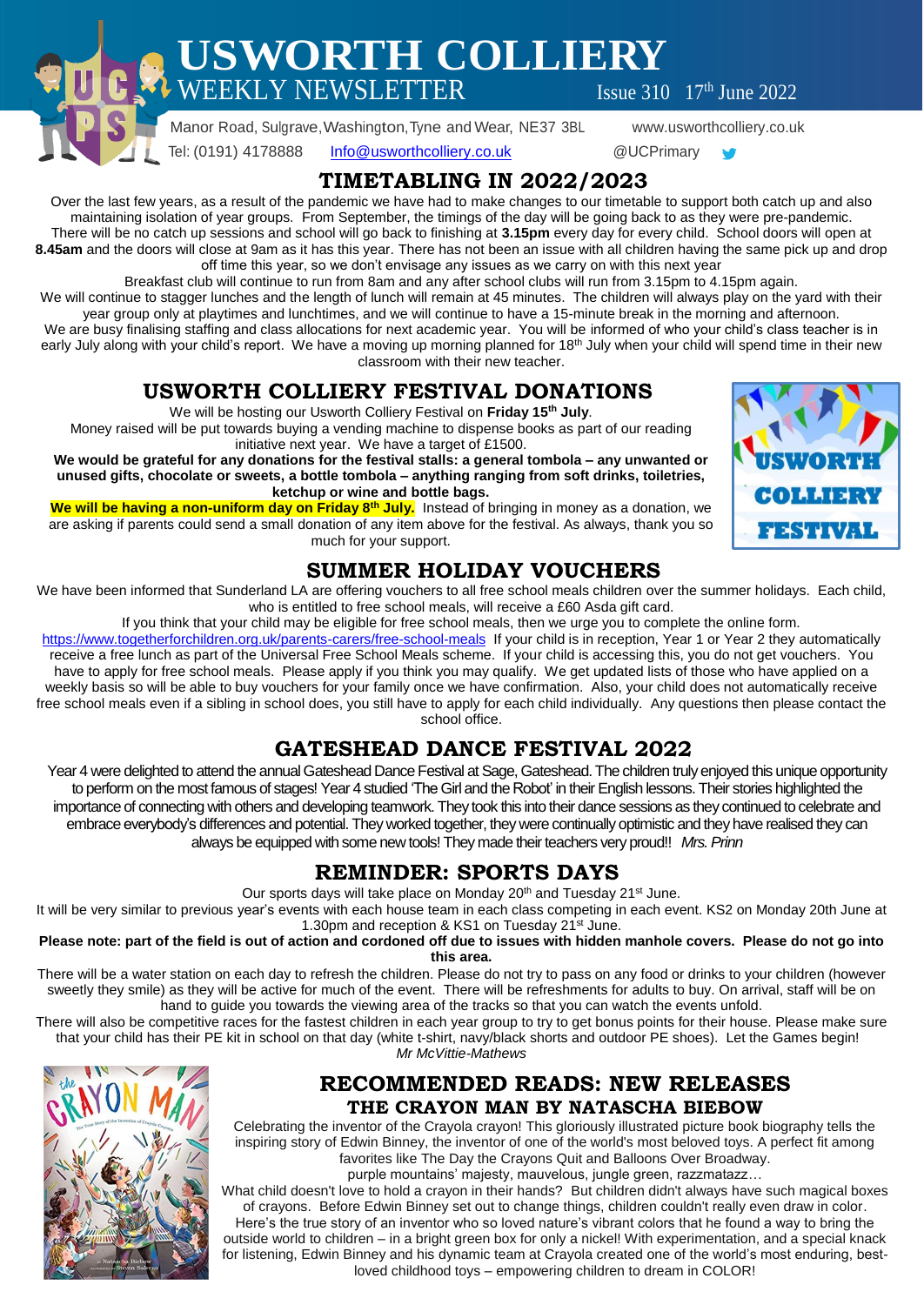# USWORTH COLLIERY
## WEEKLY NEWSLETTER

Issue 310 17th June 2022

Manor Road, Sulgrave, Washington, Tyne and Wear, NE37 3BL www.usworthcolliery.co.uk

Tel: (0191) 4178888 Info@usworthcolliery.co.uk @UCPrimary

## TIMETABLING IN 2022/2023

Over the last few years, as a result of the pandemic we have had to make changes to our timetable to support both catch up and also maintaining isolation of year groups. From September, the timings of the day will be going back to as they were pre-pandemic. There will be no catch up sessions and school will go back to finishing at **3.15pm** every day for every child. School doors will open at **8.45am** and the doors will close at 9am as it has this year. There has not been an issue with all children having the same pick up and drop off time this year, so we don't envisage any issues as we carry on with this next year

Breakfast club will continue to run from 8am and any after school clubs will run from 3.15pm to 4.15pm again.

We will continue to stagger lunches and the length of lunch will remain at 45 minutes. The children will always play on the yard with their year group only at playtimes and lunchtimes, and we will continue to have a 15-minute break in the morning and afternoon.

We are busy finalising staffing and class allocations for next academic year. You will be informed of who your child's class teacher is in early July along with your child's report. We have a moving up morning planned for 18th July when your child will spend time in their new classroom with their new teacher.

## USWORTH COLLIERY FESTIVAL DONATIONS

We will be hosting our Usworth Colliery Festival on **Friday 15th July**.

Money raised will be put towards buying a vending machine to dispense books as part of our reading initiative next year. We have a target of £1500.

**We would be grateful for any donations for the festival stalls: a general tombola – any unwanted or unused gifts, chocolate or sweets, a bottle tombola – anything ranging from soft drinks, toiletries, ketchup or wine and bottle bags.**

**We will be having a non-uniform day on Friday 8th July.** Instead of bringing in money as a donation, we are asking if parents could send a small donation of any item above for the festival. As always, thank you so much for your support.

USWORTH COLLIERY FESTIVAL

## SUMMER HOLIDAY VOUCHERS

We have been informed that Sunderland LA are offering vouchers to all free school meals children over the summer holidays. Each child, who is entitled to free school meals, will receive a £60 Asda gift card.

If you think that your child may be eligible for free school meals, then we urge you to complete the online form.

https://www.togetherforchildren.org.uk/parents-carers/free-school-meals If your child is in reception, Year 1 or Year 2 they automatically receive a free lunch as part of the Universal Free School Meals scheme. If your child is accessing this, you do not get vouchers. You have to apply for free school meals. Please apply if you think you may qualify. We get updated lists of those who have applied on a weekly basis so will be able to buy vouchers for your family once we have confirmation. Also, your child does not automatically receive free school meals even if a sibling in school does, you still have to apply for each child individually. Any questions then please contact the school office.

## GATESHEAD DANCE FESTIVAL 2022

Year 4 were delighted to attend the annual Gateshead Dance Festival at Sage, Gateshead. The children truly enjoyed this unique opportunity to perform on the most famous of stages! Year 4 studied 'The Girl and the Robot' in their English lessons. Their stories highlighted the importance of connecting with others and developing teamwork. They took this into their dance sessions as they continued to celebrate and embrace everybody's differences and potential. They worked together, they were continually optimistic and they have realised they can always be equipped with some new tools! They made their teachers very proud!! *Mrs. Prinn*

## REMINDER: SPORTS DAYS

Our sports days will take place on Monday 20th and Tuesday 21st June.

It will be very similar to previous year's events with each house team in each class competing in each event. KS2 on Monday 20th June at 1.30pm and reception & KS1 on Tuesday 21st June.

**Please note: part of the field is out of action and cordoned off due to issues with hidden manhole covers. Please do not go into this area.**

There will be a water station on each day to refresh the children. Please do not try to pass on any food or drinks to your children (however sweetly they smile) as they will be active for much of the event. There will be refreshments for adults to buy. On arrival, staff will be on hand to guide you towards the viewing area of the tracks so that you can watch the events unfold.

There will also be competitive races for the fastest children in each year group to try to get bonus points for their house. Please make sure that your child has their PE kit in school on that day (white t-shirt, navy/black shorts and outdoor PE shoes). Let the Games begin!

*Mr McVittie-Mathews*

## RECOMMENDED READS: NEW RELEASES

### THE CRAYON MAN BY NATASCHA BIEBOW

Celebrating the inventor of the Crayola crayon! This gloriously illustrated picture book biography tells the inspiring story of Edwin Binney, the inventor of one of the world's most beloved toys. A perfect fit among favorites like The Day the Crayons Quit and Balloons Over Broadway.

purple mountains' majesty, mauvelous, jungle green, razzmatazz…

What child doesn't love to hold a crayon in their hands? But children didn't always have such magical boxes of crayons. Before Edwin Binney set out to change things, children couldn't really even draw in color. Here's the true story of an inventor who so loved nature's vibrant colors that he found a way to bring the outside world to children – in a bright green box for only a nickel! With experimentation, and a special knack for listening, Edwin Binney and his dynamic team at Crayola created one of the world's most enduring, best-loved childhood toys – empowering children to dream in COLOR!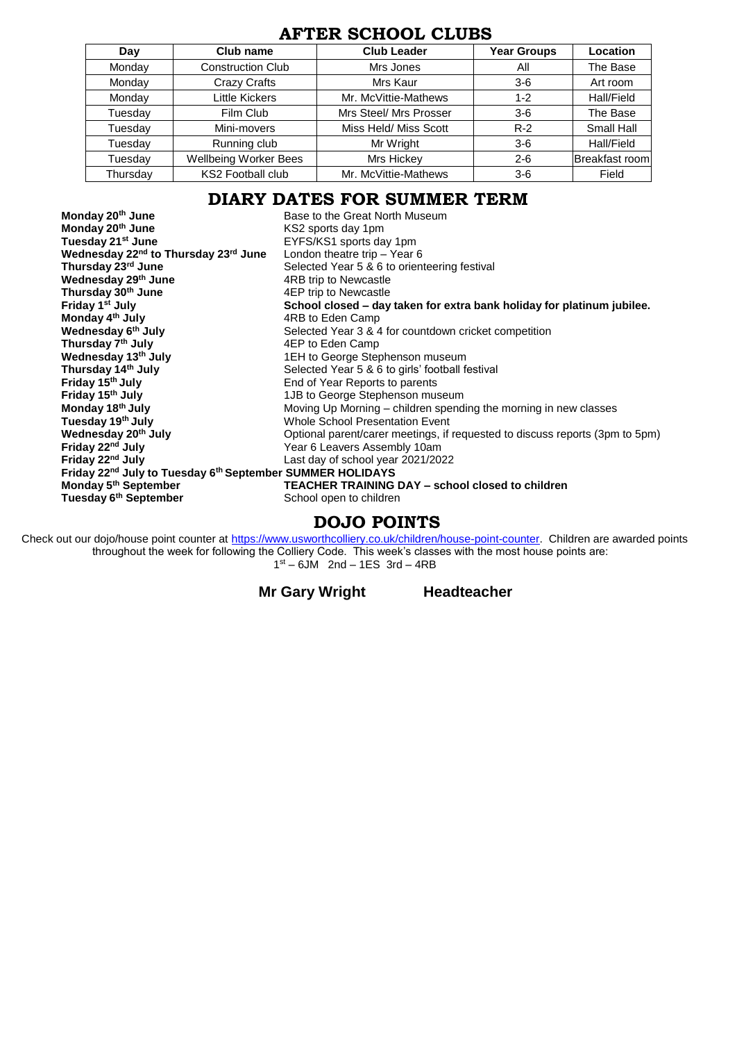## AFTER SCHOOL CLUBS

| Day | Club name | Club Leader | Year Groups | Location |
|---|---|---|---|---|
| Monday | Construction Club | Mrs Jones | All | The Base |
| Monday | Crazy Crafts | Mrs Kaur | 3-6 | Art room |
| Monday | Little Kickers | Mr. McVittie-Mathews | 1-2 | Hall/Field |
| Tuesday | Film Club | Mrs Steel/ Mrs Prosser | 3-6 | The Base |
| Tuesday | Mini-movers | Miss Held/ Miss Scott | R-2 | Small Hall |
| Tuesday | Running club | Mr Wright | 3-6 | Hall/Field |
| Tuesday | Wellbeing Worker Bees | Mrs Hickey | 2-6 | Breakfast room |
| Thursday | KS2 Football club | Mr. McVittie-Mathews | 3-6 | Field |

## DIARY DATES FOR SUMMER TERM

| | |
|---|---|
| **Monday 20th June** | Base to the Great North Museum |
| **Monday 20th June** | KS2 sports day 1pm |
| **Tuesday 21st June** | EYFS/KS1 sports day 1pm |
| **Wednesday 22nd to Thursday 23rd June** | London theatre trip – Year 6 |
| **Thursday 23rd June** | Selected Year 5 & 6 to orienteering festival |
| **Wednesday 29th June** | 4RB trip to Newcastle |
| **Thursday 30th June** | 4EP trip to Newcastle |
| **Friday 1st July** | **School closed – day taken for extra bank holiday for platinum jubilee.** |
| **Monday 4th July** | 4RB to Eden Camp |
| **Wednesday 6th July** | Selected Year 3 & 4 for countdown cricket competition |
| **Thursday 7th July** | 4EP to Eden Camp |
| **Wednesday 13th July** | 1EH to George Stephenson museum |
| **Thursday 14th July** | Selected Year 5 & 6 to girls' football festival |
| **Friday 15th July** | End of Year Reports to parents |
| **Friday 15th July** | 1JB to George Stephenson museum |
| **Monday 18th July** | Moving Up Morning – children spending the morning in new classes |
| **Tuesday 19th July** | Whole School Presentation Event |
| **Wednesday 20th July** | Optional parent/carer meetings, if requested to discuss reports (3pm to 5pm) |
| **Friday 22nd July** | Year 6 Leavers Assembly 10am |
| **Friday 22nd July** | Last day of school year 2021/2022 |
| **Friday 22nd July to Tuesday 6th September SUMMER HOLIDAYS** | |
| **Monday 5th September** | **TEACHER TRAINING DAY – school closed to children** |
| **Tuesday 6th September** | School open to children |

## DOJO POINTS

Check out our dojo/house point counter at https://www.usworthcolliery.co.uk/children/house-point-counter. Children are awarded points throughout the week for following the Colliery Code. This week's classes with the most house points are:

1st – 6JM 2nd – 1ES 3rd – 4RB

**Mr Gary Wright Headteacher**